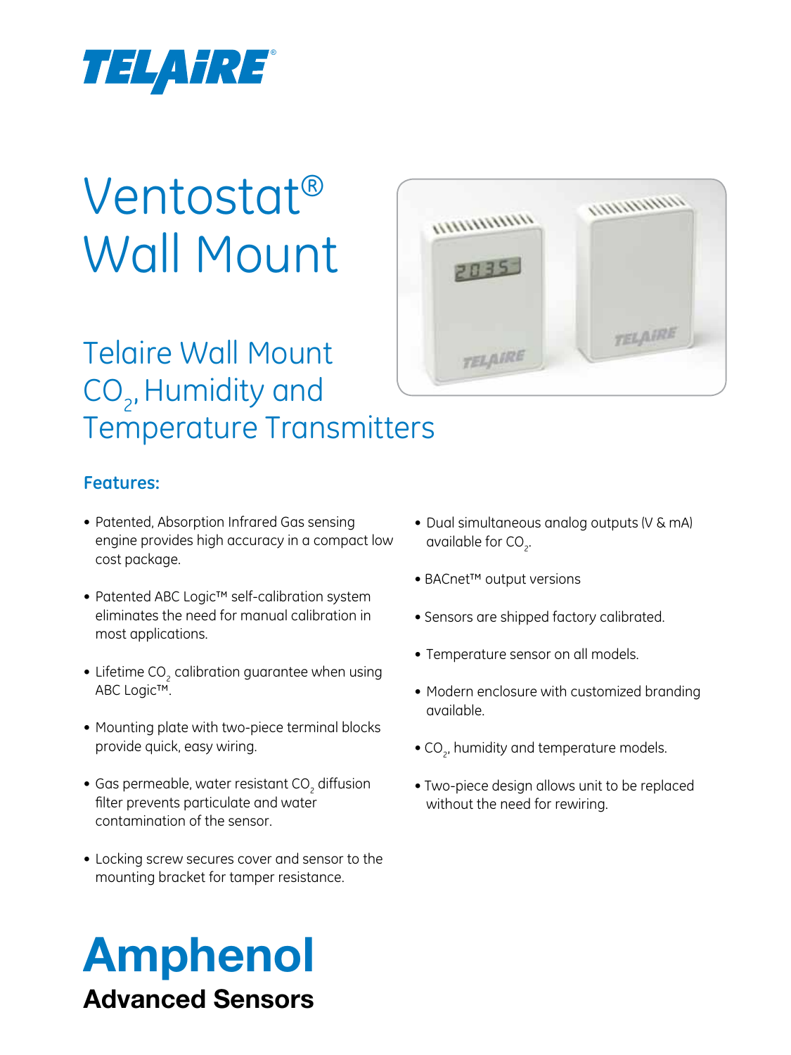TELAIRE®

# Ventostat® Wall Mount

## Telaire Wall Mount $CO_2$, Humidity and Temperature Transmitters

### Features:

- Patented, Absorption Infrared Gas sensing engine provides high accuracy in a compact low cost package.
- Patented ABC Logic™ self-calibration system eliminates the need for manual calibration in most applications.
- Lifetime $CO_2$ calibration guarantee when using ABC Logic™.
- Mounting plate with two-piece terminal blocks provide quick, easy wiring.
- Gas permeable, water resistant $CO_2$ diffusion filter prevents particulate and water contamination of the sensor.
- Locking screw secures cover and sensor to the mounting bracket for tamper resistance.
- Dual simultaneous analog outputs (V & mA) available for $CO_2$.
- BACnet™ output versions
- Sensors are shipped factory calibrated.
- Temperature sensor on all models.
- Modern enclosure with customized branding available.
- $CO_2$, humidity and temperature models.
- Two-piece design allows unit to be replaced without the need for rewiring.

**Amphenol**
**Advanced Sensors**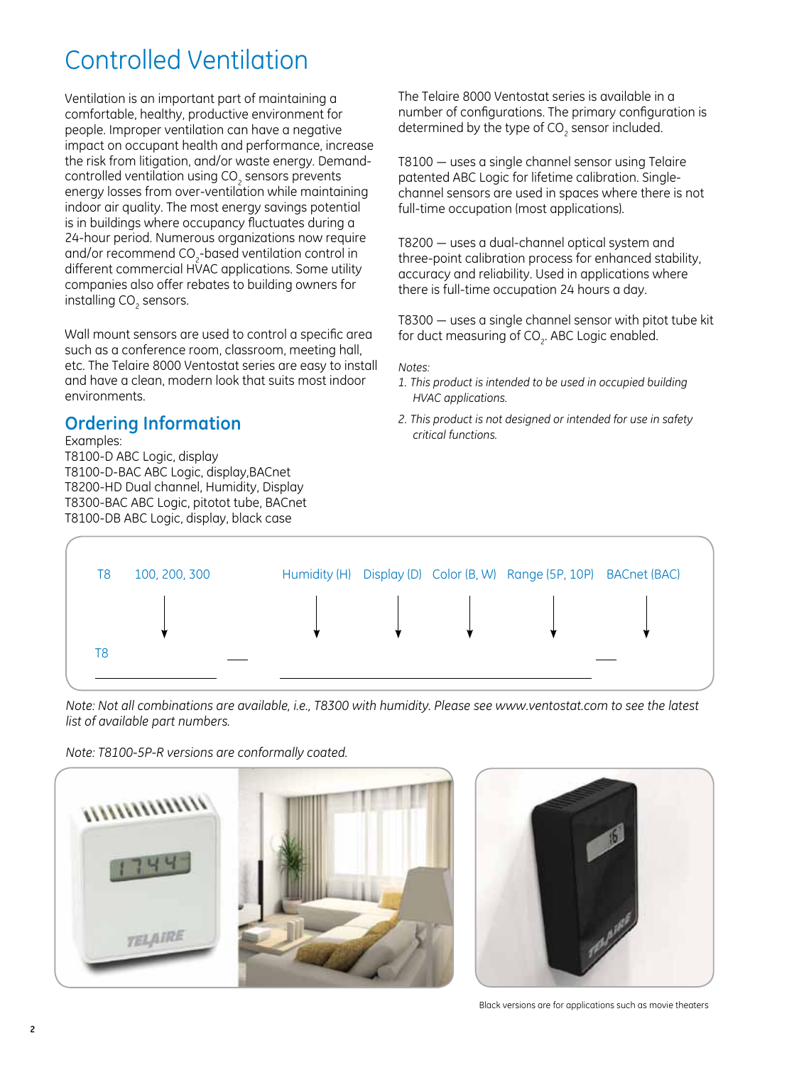# Controlled Ventilation

Ventilation is an important part of maintaining a comfortable, healthy, productive environment for people. Improper ventilation can have a negative impact on occupant health and performance, increase the risk from litigation, and/or waste energy. Demand-controlled ventilation using $CO_2$ sensors prevents energy losses from over-ventilation while maintaining indoor air quality. The most energy savings potential is in buildings where occupancy fluctuates during a 24-hour period. Numerous organizations now require and/or recommend $CO_2$-based ventilation control in different commercial HVAC applications. Some utility companies also offer rebates to building owners for installing $CO_2$ sensors.

Wall mount sensors are used to control a specific area such as a conference room, classroom, meeting hall, etc. The Telaire 8000 Ventostat series are easy to install and have a clean, modern look that suits most indoor environments.

## Ordering Information

Examples:
T8100-D ABC Logic, display
T8100-D-BAC ABC Logic, display,BACnet
T8200-HD Dual channel, Humidity, Display
T8300-BAC ABC Logic, pitotot tube, BACnet
T8100-DB ABC Logic, display, black case

The Telaire 8000 Ventostat series is available in a number of configurations. The primary configuration is determined by the type of $CO_2$ sensor included.

T8100 — uses a single channel sensor using Telaire patented ABC Logic for lifetime calibration. Single-channel sensors are used in spaces where there is not full-time occupation (most applications).

T8200 — uses a dual-channel optical system and three-point calibration process for enhanced stability, accuracy and reliability. Used in applications where there is full-time occupation 24 hours a day.

T8300 — uses a single channel sensor with pitot tube kit for duct measuring of $CO_2$. ABC Logic enabled.

*Notes:*

1. *This product is intended to be used in occupied building HVAC applications.*
2. *This product is not designed or intended for use in safety critical functions.*

| T8 | 100, 200, 300 | | Humidity (H) | Display (D) | Color (B, W) | Range (5P, 10P) | BACnet (BAC) |
|---|---|---|---|---|---|---|---|
| T8 | ↓ | — | ↓ | ↓ | ↓ | ↓ | — ↓ |

*Note: Not all combinations are available, i.e., T8300 with humidity. Please see www.ventostat.com to see the latest list of available part numbers.*

*Note: T8100-5P-R versions are conformally coated.*

Black versions are for applications such as movie theaters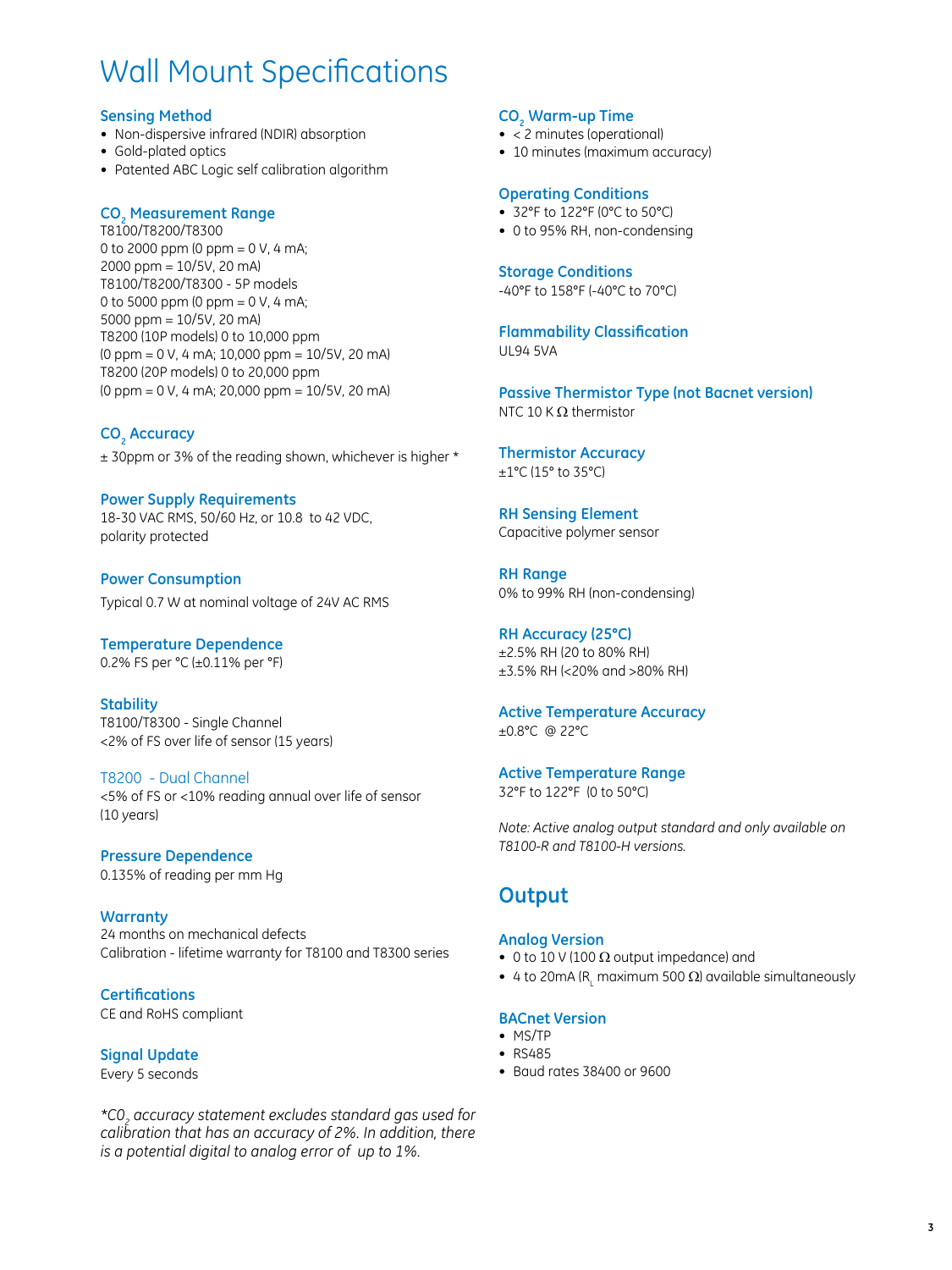# Wall Mount Specifications

### Sensing Method

- Non-dispersive infrared (NDIR) absorption
- Gold-plated optics
- Patented ABC Logic self calibration algorithm

### $CO_2$ Measurement Range

T8100/T8200/T8300
0 to 2000 ppm (0 ppm = 0 V, 4 mA;
2000 ppm = 10/5V, 20 mA)
T8100/T8200/T8300 - 5P models
0 to 5000 ppm (0 ppm = 0 V, 4 mA;
5000 ppm = 10/5V, 20 mA)
T8200 (10P models) 0 to 10,000 ppm
(0 ppm = 0 V, 4 mA; 10,000 ppm = 10/5V, 20 mA)
T8200 (20P models) 0 to 20,000 ppm
(0 ppm = 0 V, 4 mA; 20,000 ppm = 10/5V, 20 mA)

### $CO_2$ Accuracy

± 30ppm or 3% of the reading shown, whichever is higher *

### Power Supply Requirements

18-30 VAC RMS, 50/60 Hz, or 10.8 to 42 VDC,
polarity protected

### Power Consumption

Typical 0.7 W at nominal voltage of 24V AC RMS

### Temperature Dependence

0.2% FS per °C (±0.11% per °F)

### Stability

T8100/T8300 - Single Channel
<2% of FS over life of sensor (15 years)

### T8200 - Dual Channel

<5% of FS or <10% reading annual over life of sensor
(10 years)

### Pressure Dependence

0.135% of reading per mm Hg

### Warranty

24 months on mechanical defects
Calibration - lifetime warranty for T8100 and T8300 series

### Certifications

CE and RoHS compliant

### Signal Update

Every 5 seconds

*\*$CO_2$ accuracy statement excludes standard gas used for calibration that has an accuracy of 2%. In addition, there is a potential digital to analog error of up to 1%.*

### $CO_2$ Warm-up Time

- < 2 minutes (operational)
- 10 minutes (maximum accuracy)

### Operating Conditions

- 32°F to 122°F (0°C to 50°C)
- 0 to 95% RH, non-condensing

### Storage Conditions

-40°F to 158°F (-40°C to 70°C)

### Flammability Classification

UL94 5VA

### Passive Thermistor Type (not Bacnet version)

NTC 10 K Ω thermistor

### Thermistor Accuracy

±1°C (15° to 35°C)

### RH Sensing Element

Capacitive polymer sensor

### RH Range

0% to 99% RH (non-condensing)

### RH Accuracy (25°C)

±2.5% RH (20 to 80% RH)
±3.5% RH (<20% and >80% RH)

### Active Temperature Accuracy

±0.8°C @ 22°C

### Active Temperature Range

32°F to 122°F (0 to 50°C)

*Note: Active analog output standard and only available on T8100-R and T8100-H versions.*

## Output

### Analog Version

- 0 to 10 V (100 Ω output impedance) and
- 4 to 20mA ($R_L$ maximum 500 Ω) available simultaneously

### BACnet Version

- MS/TP
- RS485
- Baud rates 38400 or 9600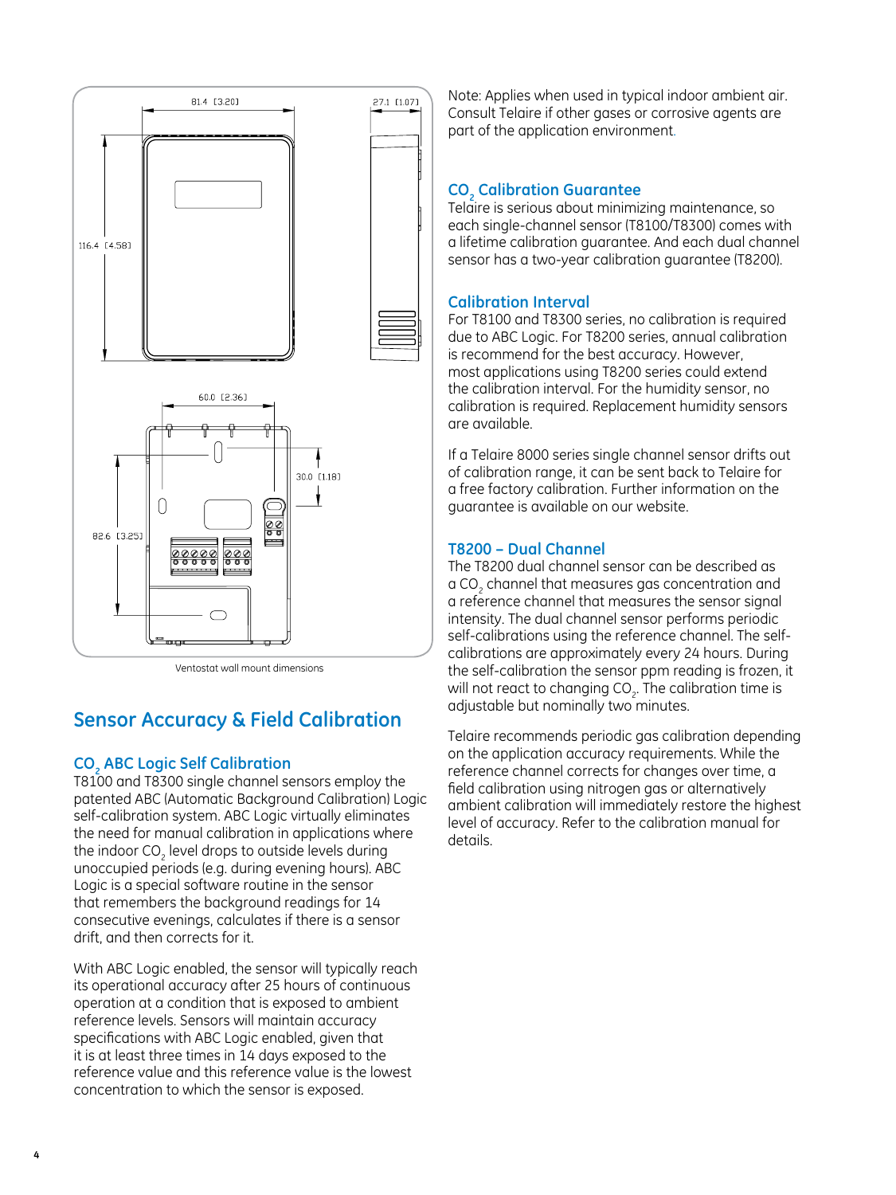81.4 [3.20]

27.1 [1.07]

116.4 [4.58]

60.0 [2.36]

30.0 [1.18]

82.6 [3.25]

Ventostat wall mount dimensions

## Sensor Accuracy & Field Calibration

### $CO_2$ ABC Logic Self Calibration

T8100 and T8300 single channel sensors employ the patented ABC (Automatic Background Calibration) Logic self-calibration system. ABC Logic virtually eliminates the need for manual calibration in applications where the indoor $CO_2$ level drops to outside levels during unoccupied periods (e.g. during evening hours). ABC Logic is a special software routine in the sensor that remembers the background readings for 14 consecutive evenings, calculates if there is a sensor drift, and then corrects for it.

With ABC Logic enabled, the sensor will typically reach its operational accuracy after 25 hours of continuous operation at a condition that is exposed to ambient reference levels. Sensors will maintain accuracy specifications with ABC Logic enabled, given that it is at least three times in 14 days exposed to the reference value and this reference value is the lowest concentration to which the sensor is exposed.

Note: Applies when used in typical indoor ambient air. Consult Telaire if other gases or corrosive agents are part of the application environment.

### $CO_2$ Calibration Guarantee

Telaire is serious about minimizing maintenance, so each single-channel sensor (T8100/T8300) comes with a lifetime calibration guarantee. And each dual channel sensor has a two-year calibration guarantee (T8200).

### Calibration Interval

For T8100 and T8300 series, no calibration is required due to ABC Logic. For T8200 series, annual calibration is recommend for the best accuracy. However, most applications using T8200 series could extend the calibration interval. For the humidity sensor, no calibration is required. Replacement humidity sensors are available.

If a Telaire 8000 series single channel sensor drifts out of calibration range, it can be sent back to Telaire for a free factory calibration. Further information on the guarantee is available on our website.

### T8200 – Dual Channel

The T8200 dual channel sensor can be described as a $CO_2$ channel that measures gas concentration and a reference channel that measures the sensor signal intensity. The dual channel sensor performs periodic self-calibrations using the reference channel. The self-calibrations are approximately every 24 hours. During the self-calibration the sensor ppm reading is frozen, it will not react to changing $CO_2$. The calibration time is adjustable but nominally two minutes.

Telaire recommends periodic gas calibration depending on the application accuracy requirements. While the reference channel corrects for changes over time, a field calibration using nitrogen gas or alternatively ambient calibration will immediately restore the highest level of accuracy. Refer to the calibration manual for details.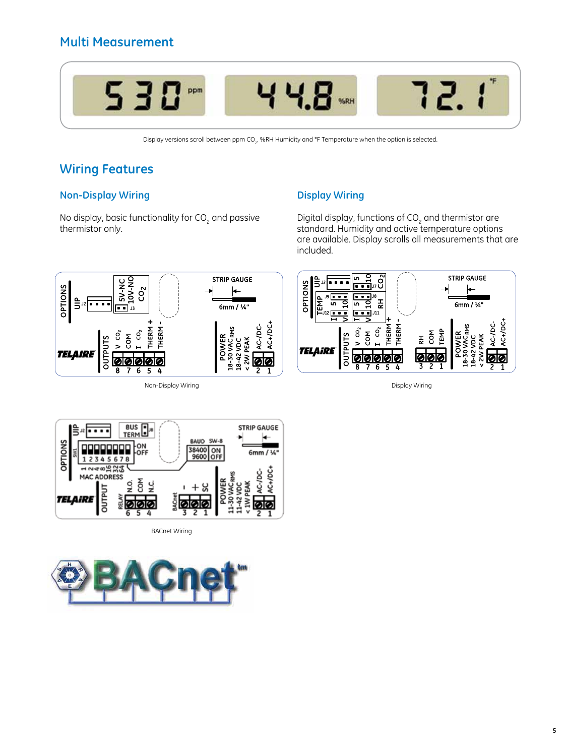## Multi Measurement

Display versions scroll between ppm $CO_2$, %RH Humidity and °F Temperature when the option is selected.

## Wiring Features

### Non-Display Wiring

No display, basic functionality for $CO_2$ and passive thermistor only.

Non-Display Wiring

### Display Wiring

Digital display, functions of $CO_2$ and thermistor are standard. Humidity and active temperature options are available. Display scrolls all measurements that are included.

Display Wiring

BACnet Wiring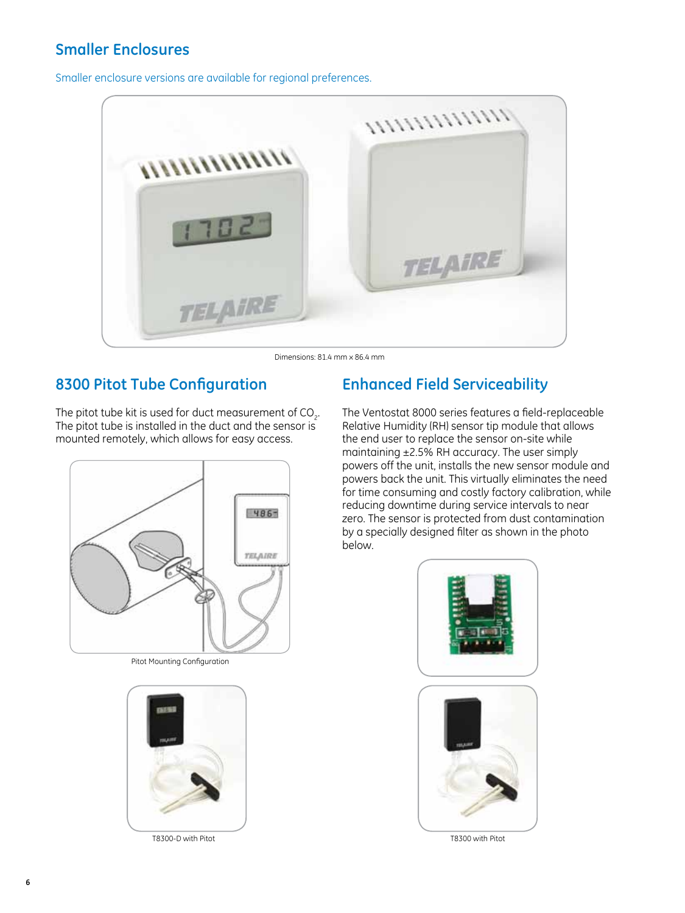## Smaller Enclosures

Smaller enclosure versions are available for regional preferences.

Dimensions: 81.4 mm x 86.4 mm

## 8300 Pitot Tube Configuration

The pitot tube kit is used for duct measurement of $CO_2$. The pitot tube is installed in the duct and the sensor is mounted remotely, which allows for easy access.

Pitot Mounting Configuration

T8300-D with Pitot

## Enhanced Field Serviceability

The Ventostat 8000 series features a field-replaceable Relative Humidity (RH) sensor tip module that allows the end user to replace the sensor on-site while maintaining ±2.5% RH accuracy. The user simply powers off the unit, installs the new sensor module and powers back the unit. This virtually eliminates the need for time consuming and costly factory calibration, while reducing downtime during service intervals to near zero. The sensor is protected from dust contamination by a specially designed filter as shown in the photo below.

T8300 with Pitot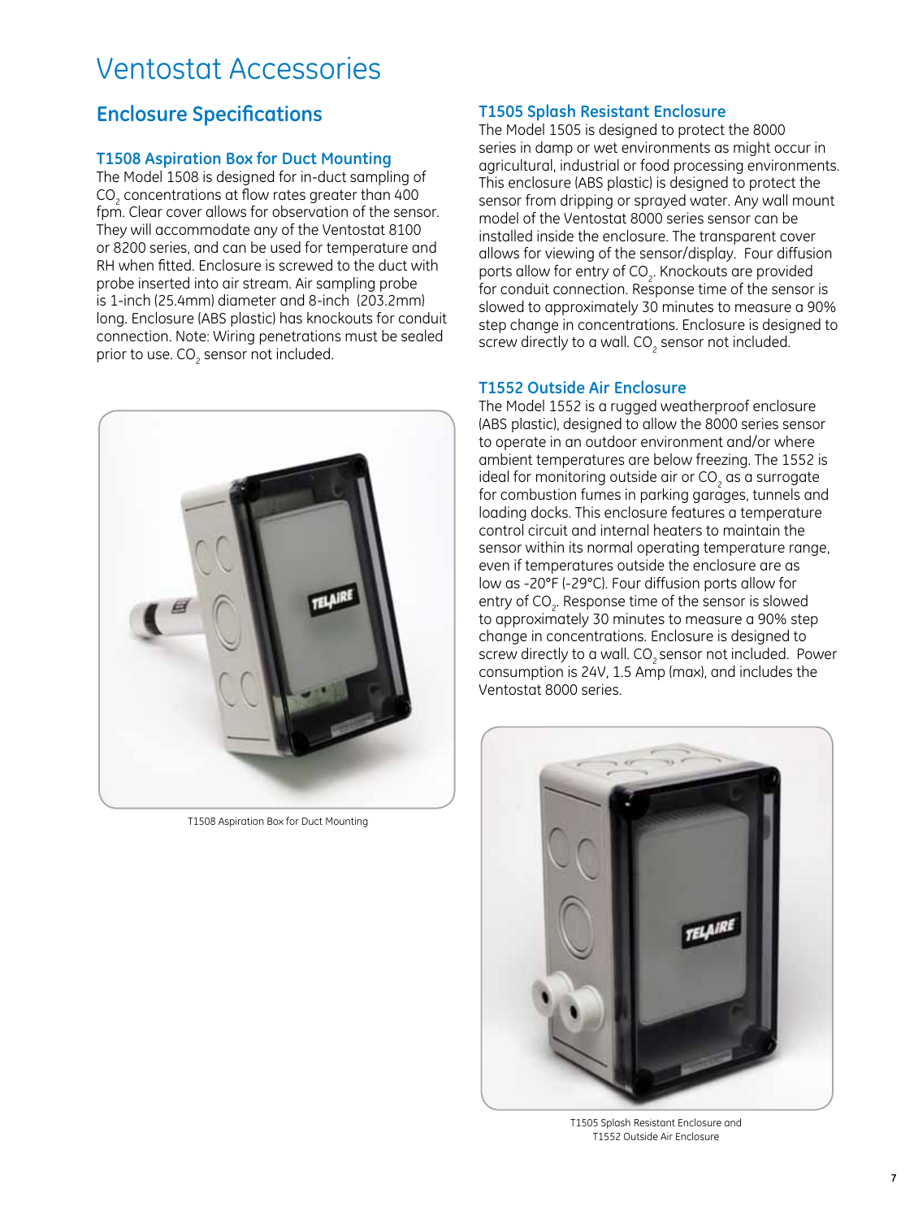# Ventostat Accessories

## Enclosure Specifications

### T1508 Aspiration Box for Duct Mounting

The Model 1508 is designed for in-duct sampling of $CO_2$ concentrations at flow rates greater than 400 fpm. Clear cover allows for observation of the sensor. They will accommodate any of the Ventostat 8100 or 8200 series, and can be used for temperature and RH when fitted. Enclosure is screwed to the duct with probe inserted into air stream. Air sampling probe is 1-inch (25.4mm) diameter and 8-inch (203.2mm) long. Enclosure (ABS plastic) has knockouts for conduit connection. Note: Wiring penetrations must be sealed prior to use. $CO_2$ sensor not included.

T1508 Aspiration Box for Duct Mounting

### T1505 Splash Resistant Enclosure

The Model 1505 is designed to protect the 8000 series in damp or wet environments as might occur in agricultural, industrial or food processing environments. This enclosure (ABS plastic) is designed to protect the sensor from dripping or sprayed water. Any wall mount model of the Ventostat 8000 series sensor can be installed inside the enclosure. The transparent cover allows for viewing of the sensor/display. Four diffusion ports allow for entry of $CO_2$. Knockouts are provided for conduit connection. Response time of the sensor is slowed to approximately 30 minutes to measure a 90% step change in concentrations. Enclosure is designed to screw directly to a wall. $CO_2$ sensor not included.

### T1552 Outside Air Enclosure

The Model 1552 is a rugged weatherproof enclosure (ABS plastic), designed to allow the 8000 series sensor to operate in an outdoor environment and/or where ambient temperatures are below freezing. The 1552 is ideal for monitoring outside air or $CO_2$ as a surrogate for combustion fumes in parking garages, tunnels and loading docks. This enclosure features a temperature control circuit and internal heaters to maintain the sensor within its normal operating temperature range, even if temperatures outside the enclosure are as low as -20°F (-29°C). Four diffusion ports allow for entry of $CO_2$. Response time of the sensor is slowed to approximately 30 minutes to measure a 90% step change in concentrations. Enclosure is designed to screw directly to a wall. $CO_2$ sensor not included. Power consumption is 24V, 1.5 Amp (max), and includes the Ventostat 8000 series.

T1505 Splash Resistant Enclosure and T1552 Outside Air Enclosure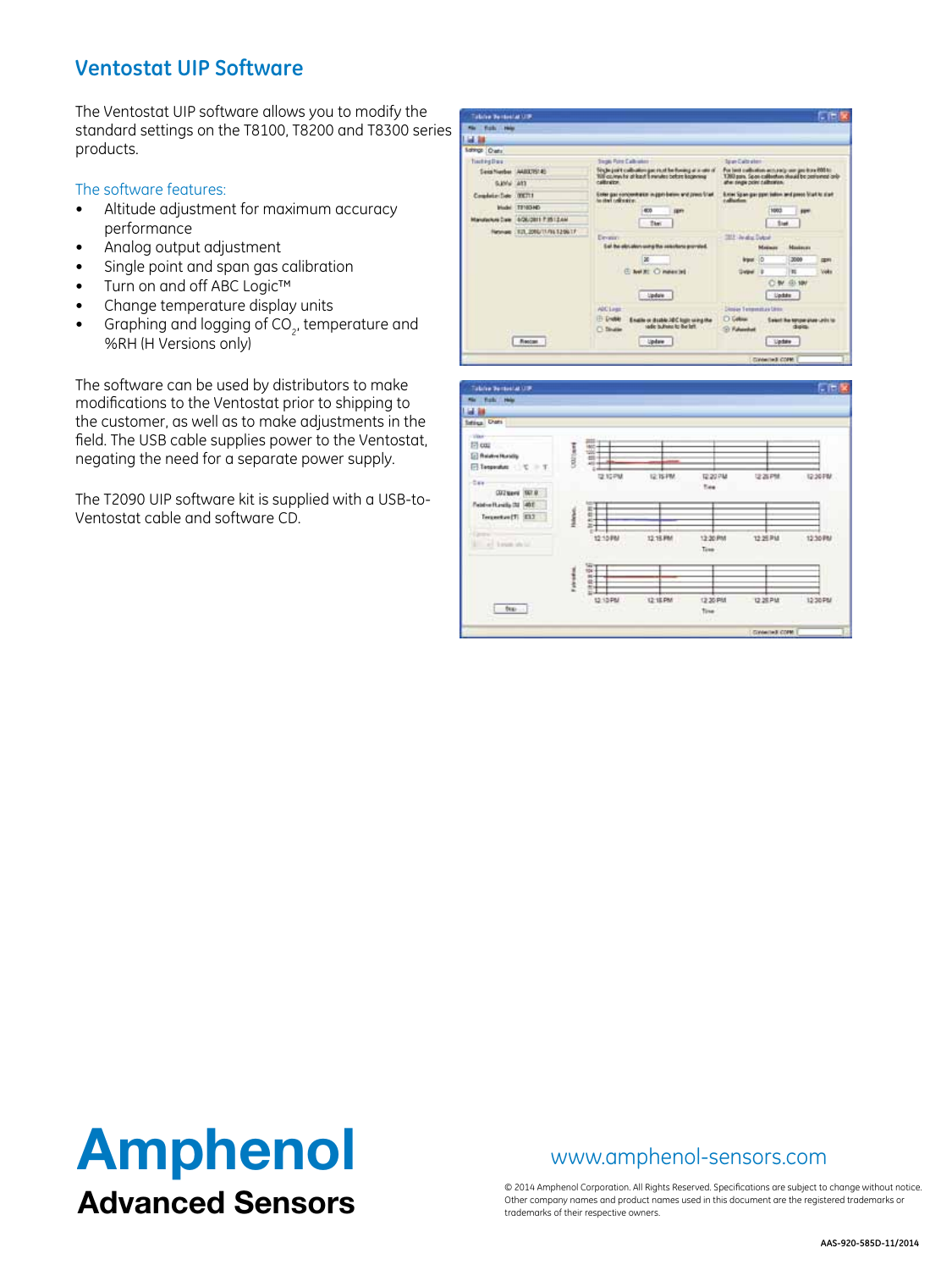## Ventostat UIP Software

The Ventostat UIP software allows you to modify the standard settings on the T8100, T8200 and T8300 series products.

The software features:

- Altitude adjustment for maximum accuracy performance
- Analog output adjustment
- Single point and span gas calibration
- Turn on and off ABC Logic™
- Change temperature display units
- Graphing and logging of $CO_2$, temperature and %RH (H Versions only)

The software can be used by distributors to make modifications to the Ventostat prior to shipping to the customer, as well as to make adjustments in the field. The USB cable supplies power to the Ventostat, negating the need for a separate power supply.

The T2090 UIP software kit is supplied with a USB-to-Ventostat cable and software CD.

**Amphenol**
**Advanced Sensors**

www.amphenol-sensors.com

© 2014 Amphenol Corporation. All Rights Reserved. Specifications are subject to change without notice. Other company names and product names used in this document are the registered trademarks or trademarks of their respective owners.

AAS-920-585D-11/2014